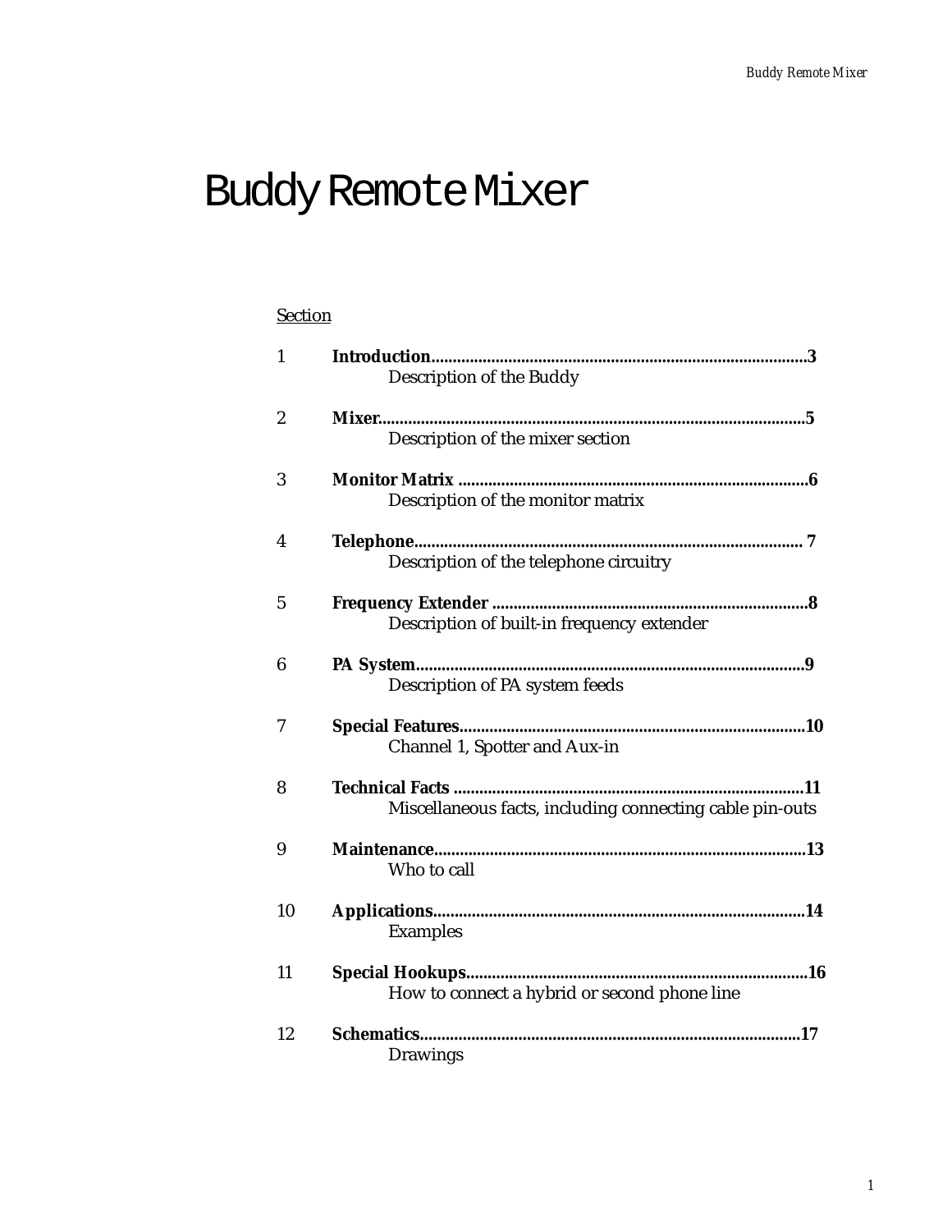# Buddy Remote Mixer

<u>Section</u>

| Section | Title | Page |
| --- | --- | --- |
| 1 | **Introduction** — Description of the Buddy | **3** |
| 2 | **Mixer** — Description of the mixer section | **5** |
| 3 | **Monitor Matrix** — Description of the monitor matrix | **6** |
| 4 | **Telephone** — Description of the telephone circuitry | **7** |
| 5 | **Frequency Extender** — Description of built-in frequency extender | **8** |
| 6 | **PA System** — Description of PA system feeds | **9** |
| 7 | **Special Features** — Channel 1, Spotter and Aux-in | **10** |
| 8 | **Technical Facts** — Miscellaneous facts, including connecting cable pin-outs | **11** |
| 9 | **Maintenance** — Who to call | **13** |
| 10 | **Applications** — Examples | **14** |
| 11 | **Special Hookups** — How to connect a hybrid or second phone line | **16** |
| 12 | **Schematics** — Drawings | **17** |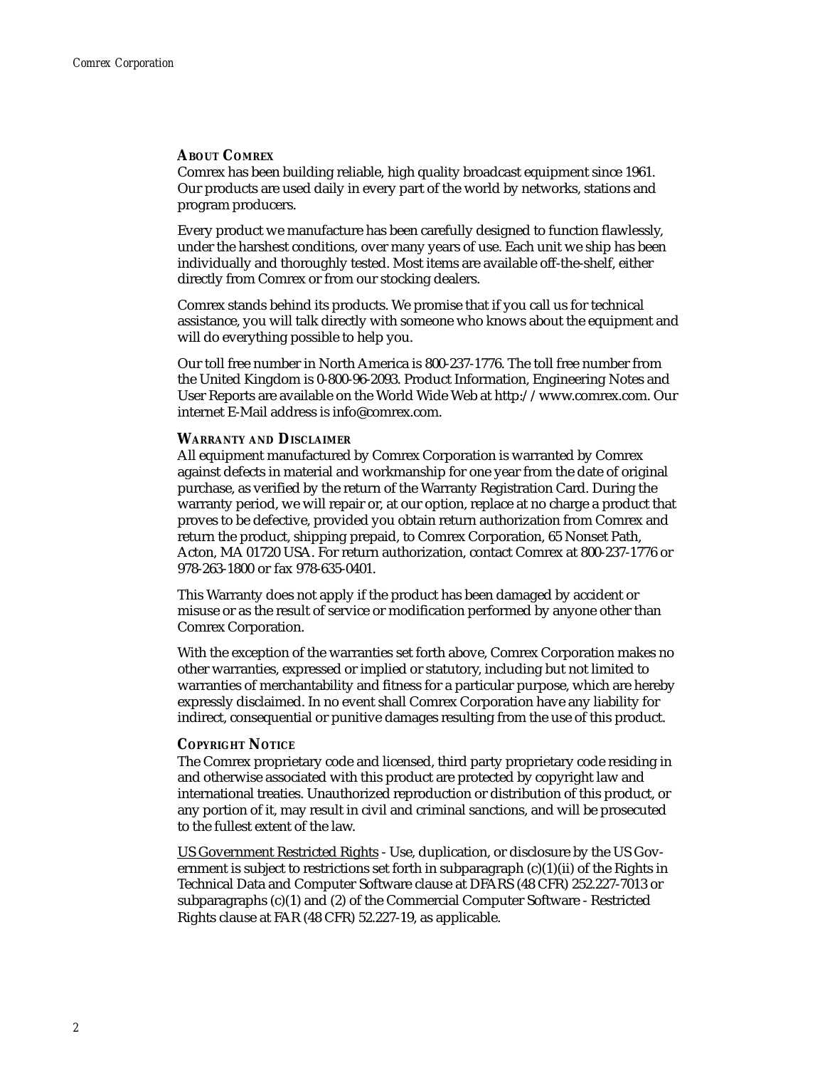## About Comrex

Comrex has been building reliable, high quality broadcast equipment since 1961. Our products are used daily in every part of the world by networks, stations and program producers.

Every product we manufacture has been carefully designed to function flawlessly, under the harshest conditions, over many years of use. Each unit we ship has been individually and thoroughly tested. Most items are available off-the-shelf, either directly from Comrex or from our stocking dealers.

Comrex stands behind its products. We promise that if you call us for technical assistance, you will talk directly with someone who knows about the equipment and will do everything possible to help you.

Our toll free number in North America is 800-237-1776. The toll free number from the United Kingdom is 0-800-96-2093. Product Information, Engineering Notes and User Reports are available on the World Wide Web at http://www.comrex.com. Our internet E-Mail address is info@comrex.com.

## Warranty and Disclaimer

All equipment manufactured by Comrex Corporation is warranted by Comrex against defects in material and workmanship for one year from the date of original purchase, as verified by the return of the Warranty Registration Card. During the warranty period, we will repair or, at our option, replace at no charge a product that proves to be defective, provided you obtain return authorization from Comrex and return the product, shipping prepaid, to Comrex Corporation, 65 Nonset Path, Acton, MA 01720 USA. For return authorization, contact Comrex at 800-237-1776 or 978-263-1800 or fax 978-635-0401.

This Warranty does not apply if the product has been damaged by accident or misuse or as the result of service or modification performed by anyone other than Comrex Corporation.

With the exception of the warranties set forth above, Comrex Corporation makes no other warranties, expressed or implied or statutory, including but not limited to warranties of merchantability and fitness for a particular purpose, which are hereby expressly disclaimed. In no event shall Comrex Corporation have any liability for indirect, consequential or punitive damages resulting from the use of this product.

## Copyright Notice

The Comrex proprietary code and licensed, third party proprietary code residing in and otherwise associated with this product are protected by copyright law and international treaties. Unauthorized reproduction or distribution of this product, or any portion of it, may result in civil and criminal sanctions, and will be prosecuted to the fullest extent of the law.

US Government Restricted Rights - Use, duplication, or disclosure by the US Government is subject to restrictions set forth in subparagraph (c)(1)(ii) of the Rights in Technical Data and Computer Software clause at DFARS (48 CFR) 252.227-7013 or subparagraphs (c)(1) and (2) of the Commercial Computer Software - Restricted Rights clause at FAR (48 CFR) 52.227-19, as applicable.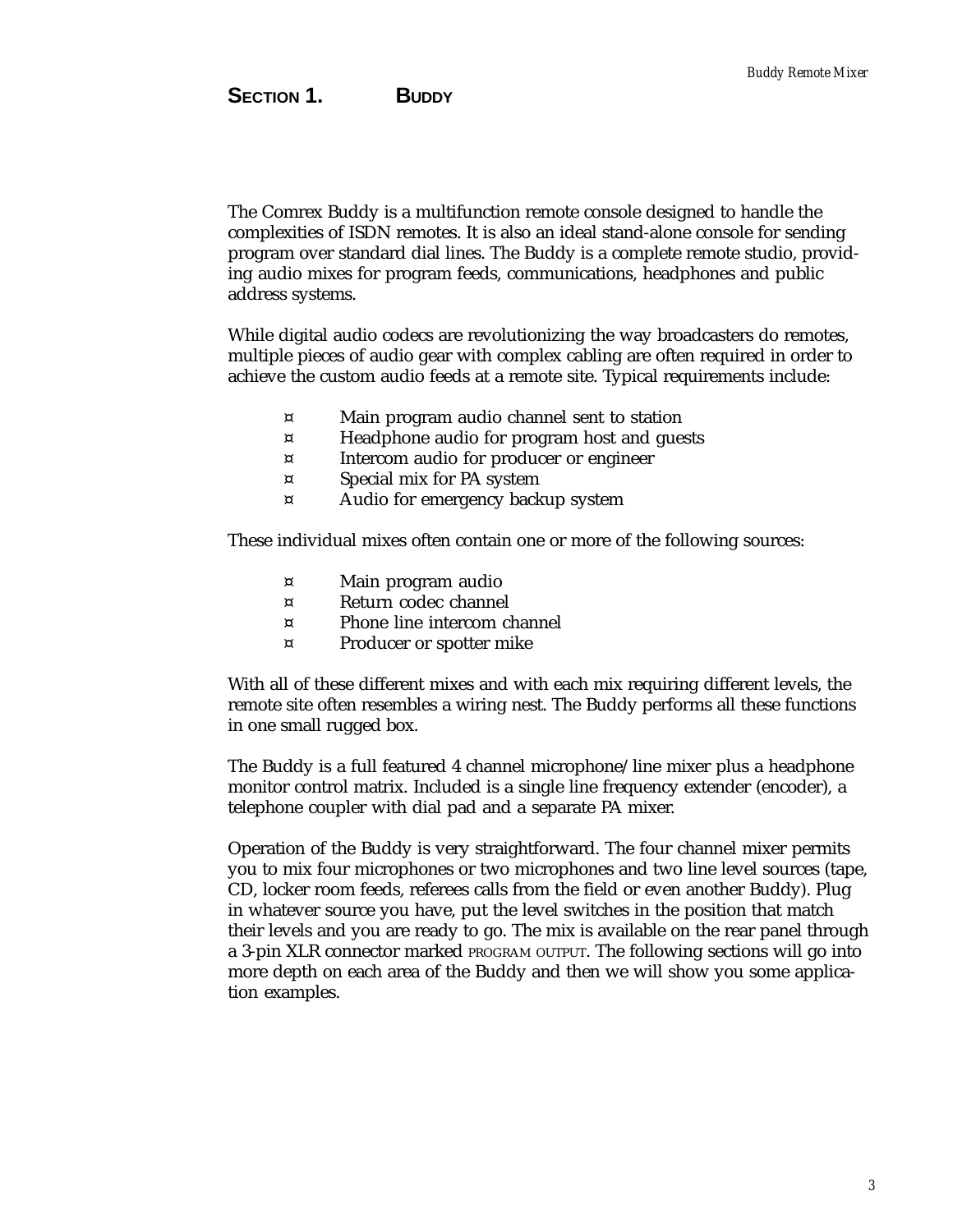# SECTION 1. BUDDY

The Comrex Buddy is a multifunction remote console designed to handle the complexities of ISDN remotes. It is also an ideal stand-alone console for sending program over standard dial lines. The Buddy is a complete remote studio, providing audio mixes for program feeds, communications, headphones and public address systems.

While digital audio codecs are revolutionizing the way broadcasters do remotes, multiple pieces of audio gear with complex cabling are often required in order to achieve the custom audio feeds at a remote site. Typical requirements include:

- Main program audio channel sent to station
- Headphone audio for program host and guests
- Intercom audio for producer or engineer
- Special mix for PA system
- Audio for emergency backup system

These individual mixes often contain one or more of the following sources:

- Main program audio
- Return codec channel
- Phone line intercom channel
- Producer or spotter mike

With all of these different mixes and with each mix requiring different levels, the remote site often resembles a wiring nest. The Buddy performs all these functions in one small rugged box.

The Buddy is a full featured 4 channel microphone/line mixer plus a headphone monitor control matrix. Included is a single line frequency extender (encoder), a telephone coupler with dial pad and a separate PA mixer.

Operation of the Buddy is very straightforward. The four channel mixer permits you to mix four microphones or two microphones and two line level sources (tape, CD, locker room feeds, referees calls from the field or even another Buddy). Plug in whatever source you have, put the level switches in the position that match their levels and you are ready to go. The mix is available on the rear panel through a 3-pin XLR connector marked PROGRAM OUTPUT. The following sections will go into more depth on each area of the Buddy and then we will show you some application examples.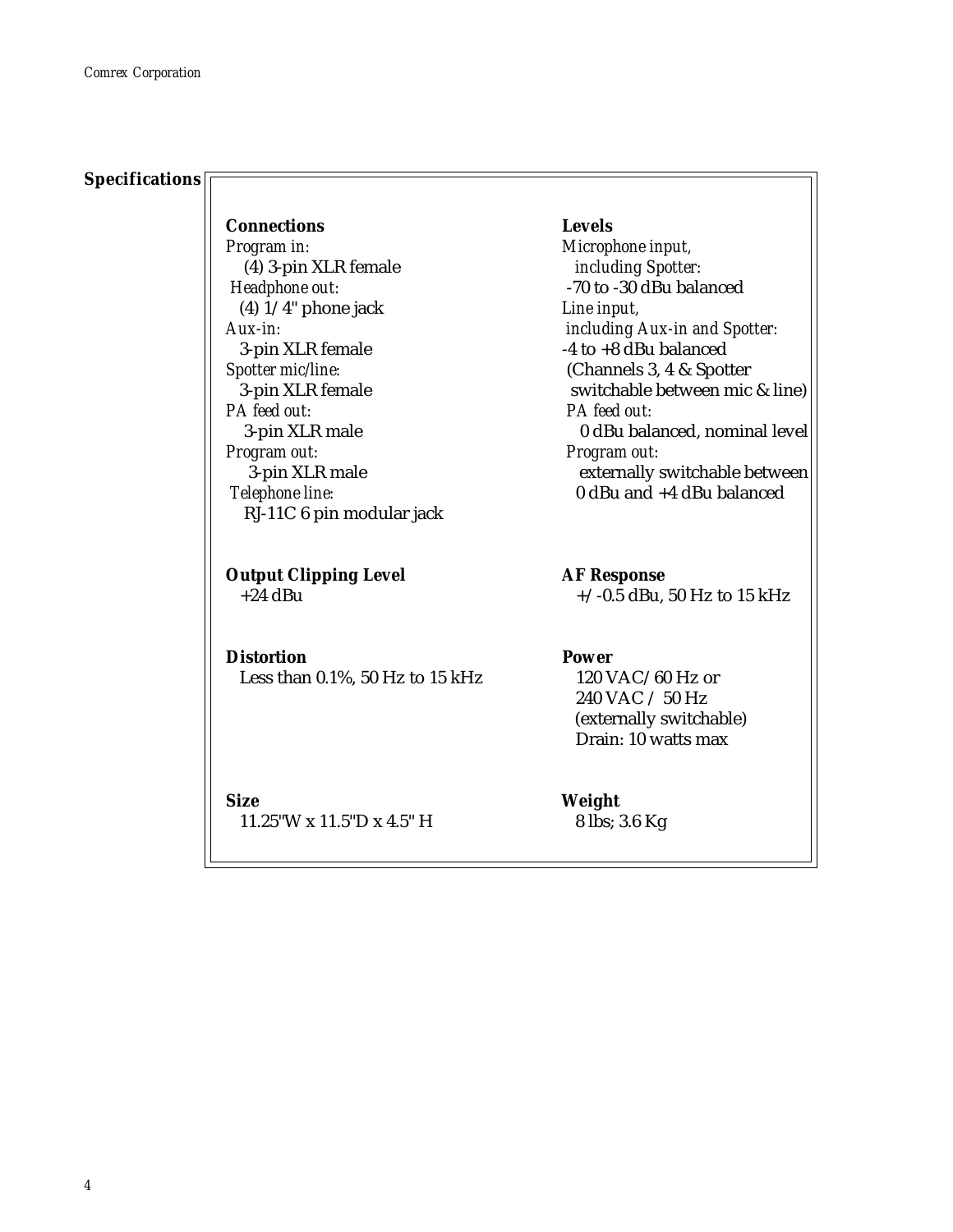## Specifications

### Connections

*Program in:*
(4) 3-pin XLR female

*Headphone out:*
(4) 1/4" phone jack

*Aux-in:*
3-pin XLR female

*Spotter mic/line:*
3-pin XLR female

*PA feed out:*
3-pin XLR male

*Program out:*
3-pin XLR male

*Telephone line:*
RJ-11C 6 pin modular jack

### Levels

*Microphone input, including Spotter:*
-70 to -30 dBu balanced

*Line input, including Aux-in and Spotter:*
-4 to +8 dBu balanced
(Channels 3, 4 & Spotter switchable between mic & line)

*PA feed out:*
0 dBu balanced, nominal level

*Program out:*
externally switchable between 0 dBu and +4 dBu balanced

### Output Clipping Level

+24 dBu

### AF Response

+/-0.5 dBu, 50 Hz to 15 kHz

### Distortion

Less than 0.1%, 50 Hz to 15 kHz

### Power

120 VAC/60 Hz or
240 VAC / 50 Hz
(externally switchable)
Drain: 10 watts max

### Size

11.25"W x 11.5"D x 4.5" H

### Weight

8 lbs; 3.6 Kg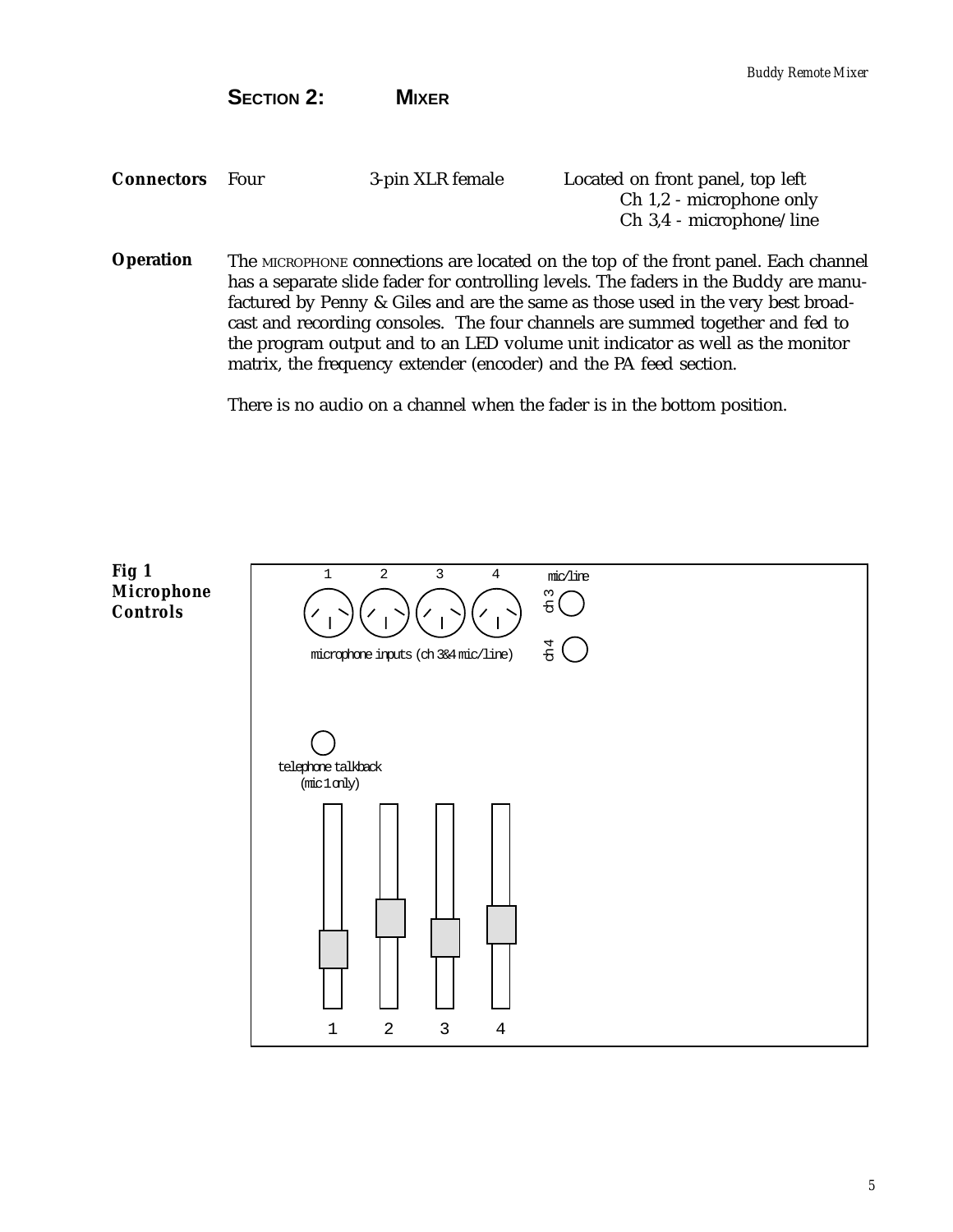## SECTION 2: MIXER

| | | | |
|---|---|---|---|
| **Connectors** | Four | 3-pin XLR female | Located on front panel, top left<br>Ch 1,2 - microphone only<br>Ch 3,4 - microphone/line |

**Operation** The MICROPHONE connections are located on the top of the front panel. Each channel has a separate slide fader for controlling levels. The faders in the Buddy are manufactured by Penny & Giles and are the same as those used in the very best broadcast and recording consoles. The four channels are summed together and fed to the program output and to an LED volume unit indicator as well as the monitor matrix, the frequency extender (encoder) and the PA feed section.

There is no audio on a channel when the fader is in the bottom position.

**Fig 1 Microphone Controls**

1 2 3 4

mic/line

ch 3

ch 4

microphone inputs (ch 3&4 mic/line)

telephone talkback (mic 1 only)

1 2 3 4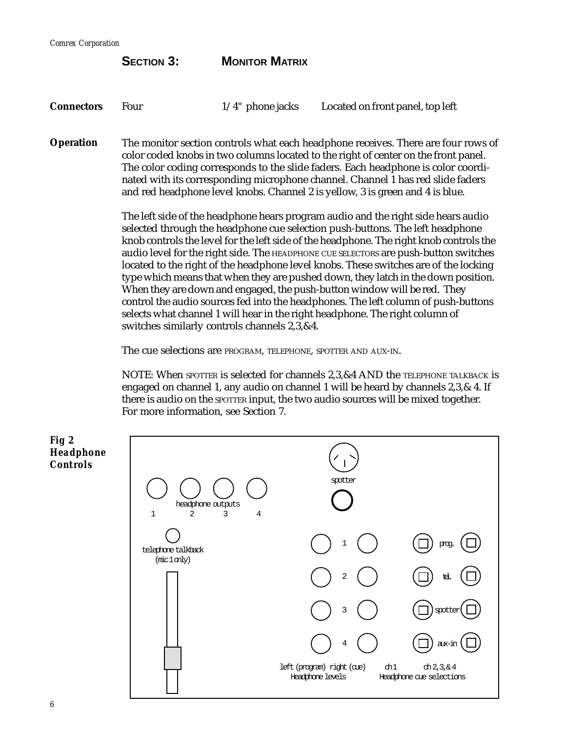## SECTION 3: MONITOR MATRIX

**Connectors** Four 1/4" phone jacks Located on front panel, top left

**Operation** The monitor section controls what each headphone receives. There are four rows of color coded knobs in two columns located to the right of center on the front panel. The color coding corresponds to the slide faders. Each headphone is color coordinated with its corresponding microphone channel. Channel 1 has red slide faders and red headphone level knobs. Channel 2 is yellow, 3 is green and 4 is blue.

The left side of the headphone hears program audio and the right side hears audio selected through the headphone cue selection push-buttons. The left headphone knob controls the level for the left side of the headphone. The right knob controls the audio level for the right side. The HEADPHONE CUE SELECTORS are push-button switches located to the right of the headphone level knobs. These switches are of the locking type which means that when they are pushed down, they latch in the down position. When they are down and engaged, the push-button window will be red. They control the audio sources fed into the headphones. The left column of push-buttons selects what channel 1 will hear in the right headphone. The right column of switches similarly controls channels 2,3,&4.

The cue selections are PROGRAM, TELEPHONE, SPOTTER AND AUX-IN.

NOTE: When SPOTTER is selected for channels 2,3,&4 AND the TELEPHONE TALKBACK is engaged on channel 1, any audio on channel 1 will be heard by channels 2,3,& 4. If there is audio on the SPOTTER input, the two audio sources will be mixed together. For more information, see Section 7.

**Fig 2 Headphone Controls**

spotter

headphone outputs
1 2 3 4

telephone talkback
(mic 1 only)

1
2
3
4

prog.
tel.
spotter
aux-in

left (program) right (cue)
Headphone levels

ch 1 ch 2,3,& 4
Headphone cue selections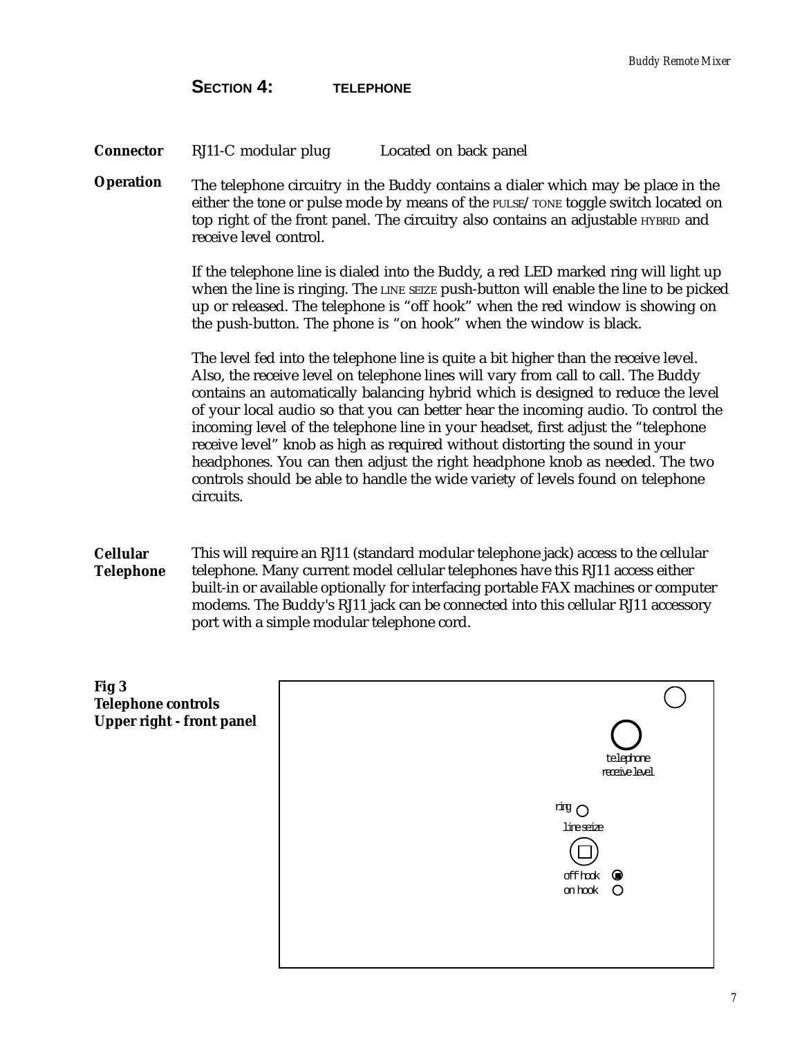## SECTION 4: TELEPHONE

**Connector** RJ11-C modular plug Located on back panel

**Operation** The telephone circuitry in the Buddy contains a dialer which may be place in the either the tone or pulse mode by means of the PULSE/TONE toggle switch located on top right of the front panel. The circuitry also contains an adjustable HYBRID and receive level control.

If the telephone line is dialed into the Buddy, a red LED marked ring will light up when the line is ringing. The LINE SEIZE push-button will enable the line to be picked up or released. The telephone is "off hook" when the red window is showing on the push-button. The phone is "on hook" when the window is black.

The level fed into the telephone line is quite a bit higher than the receive level. Also, the receive level on telephone lines will vary from call to call. The Buddy contains an automatically balancing hybrid which is designed to reduce the level of your local audio so that you can better hear the incoming audio. To control the incoming level of the telephone line in your headset, first adjust the "telephone receive level" knob as high as required without distorting the sound in your headphones. You can then adjust the right headphone knob as needed. The two controls should be able to handle the wide variety of levels found on telephone circuits.

**Cellular Telephone** This will require an RJ11 (standard modular telephone jack) access to the cellular telephone. Many current model cellular telephones have this RJ11 access either built-in or available optionally for interfacing portable FAX machines or computer modems. The Buddy's RJ11 jack can be connected into this cellular RJ11 accessory port with a simple modular telephone cord.

**Fig 3**
**Telephone controls**
**Upper right - front panel**

telephone receive level

ring

line seize

off hook

on hook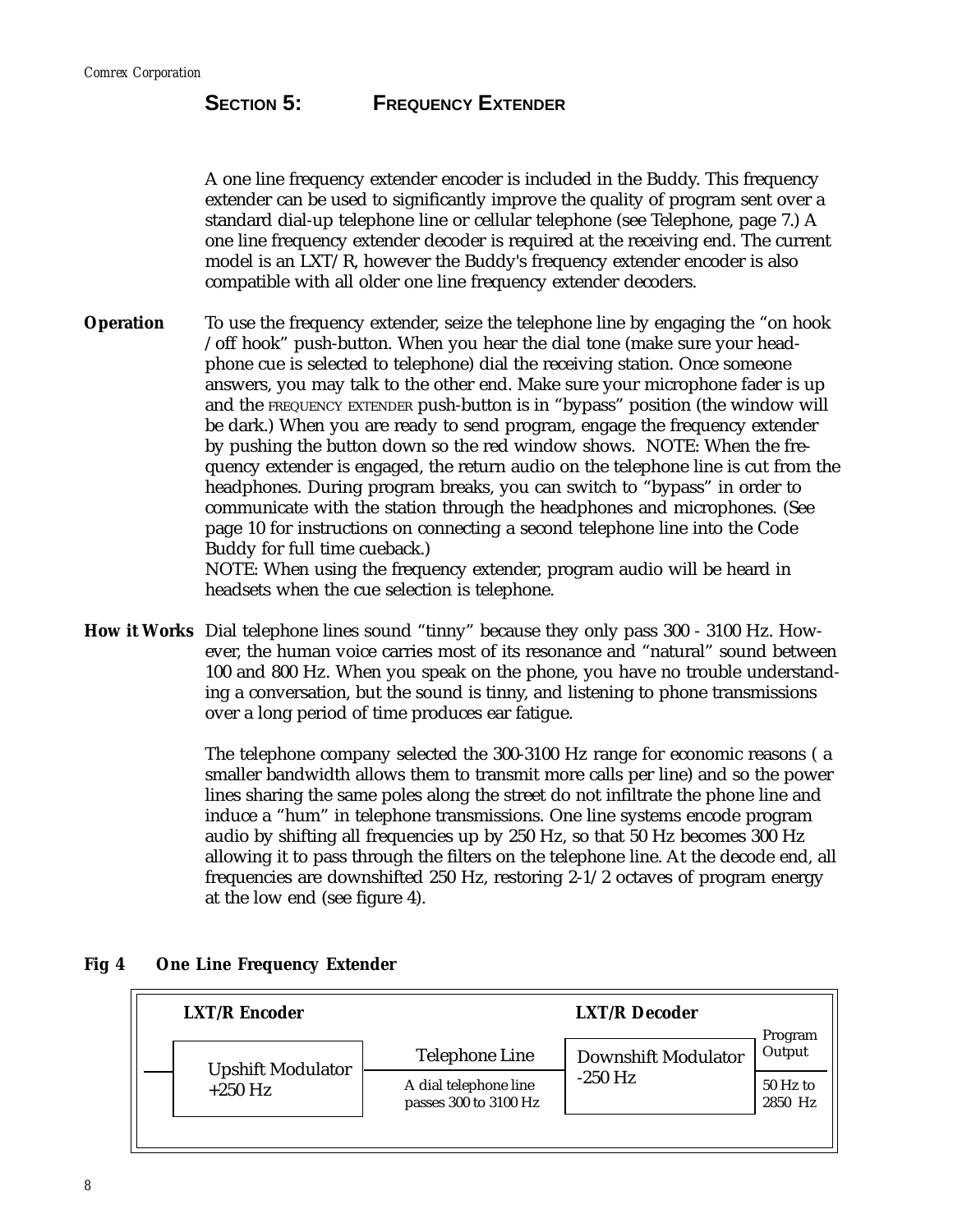## SECTION 5: FREQUENCY EXTENDER

A one line frequency extender encoder is included in the Buddy. This frequency extender can be used to significantly improve the quality of program sent over a standard dial-up telephone line or cellular telephone (see Telephone, page 7.) A one line frequency extender decoder is required at the receiving end. The current model is an LXT/R, however the Buddy's frequency extender encoder is also compatible with all older one line frequency extender decoders.

**Operation** To use the frequency extender, seize the telephone line by engaging the “on hook /off hook” push-button. When you hear the dial tone (make sure your headphone cue is selected to telephone) dial the receiving station. Once someone answers, you may talk to the other end. Make sure your microphone fader is up and the FREQUENCY EXTENDER push-button is in “bypass” position (the window will be dark.) When you are ready to send program, engage the frequency extender by pushing the button down so the red window shows. NOTE: When the frequency extender is engaged, the return audio on the telephone line is cut from the headphones. During program breaks, you can switch to “bypass” in order to communicate with the station through the headphones and microphones. (See page 10 for instructions on connecting a second telephone line into the Code Buddy for full time cueback.)
NOTE: When using the frequency extender, program audio will be heard in headsets when the cue selection is telephone.

**How it Works** Dial telephone lines sound “tinny” because they only pass 300 - 3100 Hz. However, the human voice carries most of its resonance and “natural” sound between 100 and 800 Hz. When you speak on the phone, you have no trouble understanding a conversation, but the sound is tinny, and listening to phone transmissions over a long period of time produces ear fatigue.

The telephone company selected the 300-3100 Hz range for economic reasons ( a smaller bandwidth allows them to transmit more calls per line) and so the power lines sharing the same poles along the street do not infiltrate the phone line and induce a “hum” in telephone transmissions. One line systems encode program audio by shifting all frequencies up by 250 Hz, so that 50 Hz becomes 300 Hz allowing it to pass through the filters on the telephone line. At the decode end, all frequencies are downshifted 250 Hz, restoring 2-1/2 octaves of program energy at the low end (see figure 4).

**Fig 4 One Line Frequency Extender**

| LXT/R Encoder | | LXT/R Decoder | |
|---|---|---|---|
| Upshift Modulator +250 Hz | Telephone Line — A dial telephone line passes 300 to 3100 Hz | Downshift Modulator -250 Hz | Program Output — 50 Hz to 2850 Hz |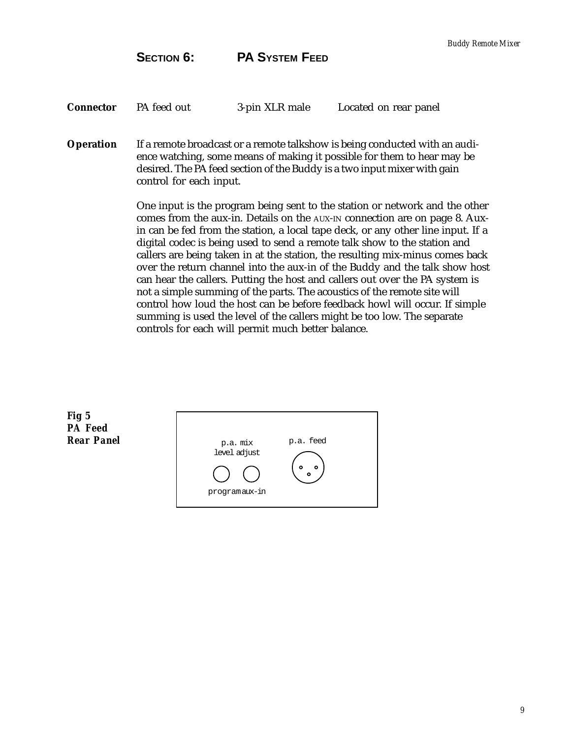## SECTION 6: PA SYSTEM FEED

**Connector** PA feed out 3-pin XLR male Located on rear panel

**Operation** If a remote broadcast or a remote talkshow is being conducted with an audience watching, some means of making it possible for them to hear may be desired. The PA feed section of the Buddy is a two input mixer with gain control for each input.

One input is the program being sent to the station or network and the other comes from the aux-in. Details on the AUX-IN connection are on page 8. Aux-in can be fed from the station, a local tape deck, or any other line input. If a digital codec is being used to send a remote talk show to the station and callers are being taken in at the station, the resulting mix-minus comes back over the return channel into the aux-in of the Buddy and the talk show host can hear the callers. Putting the host and callers out over the PA system is not a simple summing of the parts. The acoustics of the remote site will control how loud the host can be before feedback howl will occur. If simple summing is used the level of the callers might be too low. The separate controls for each will permit much better balance.

***Fig 5 PA Feed Rear Panel***

p.a. mix level adjust

program aux-in

p.a. feed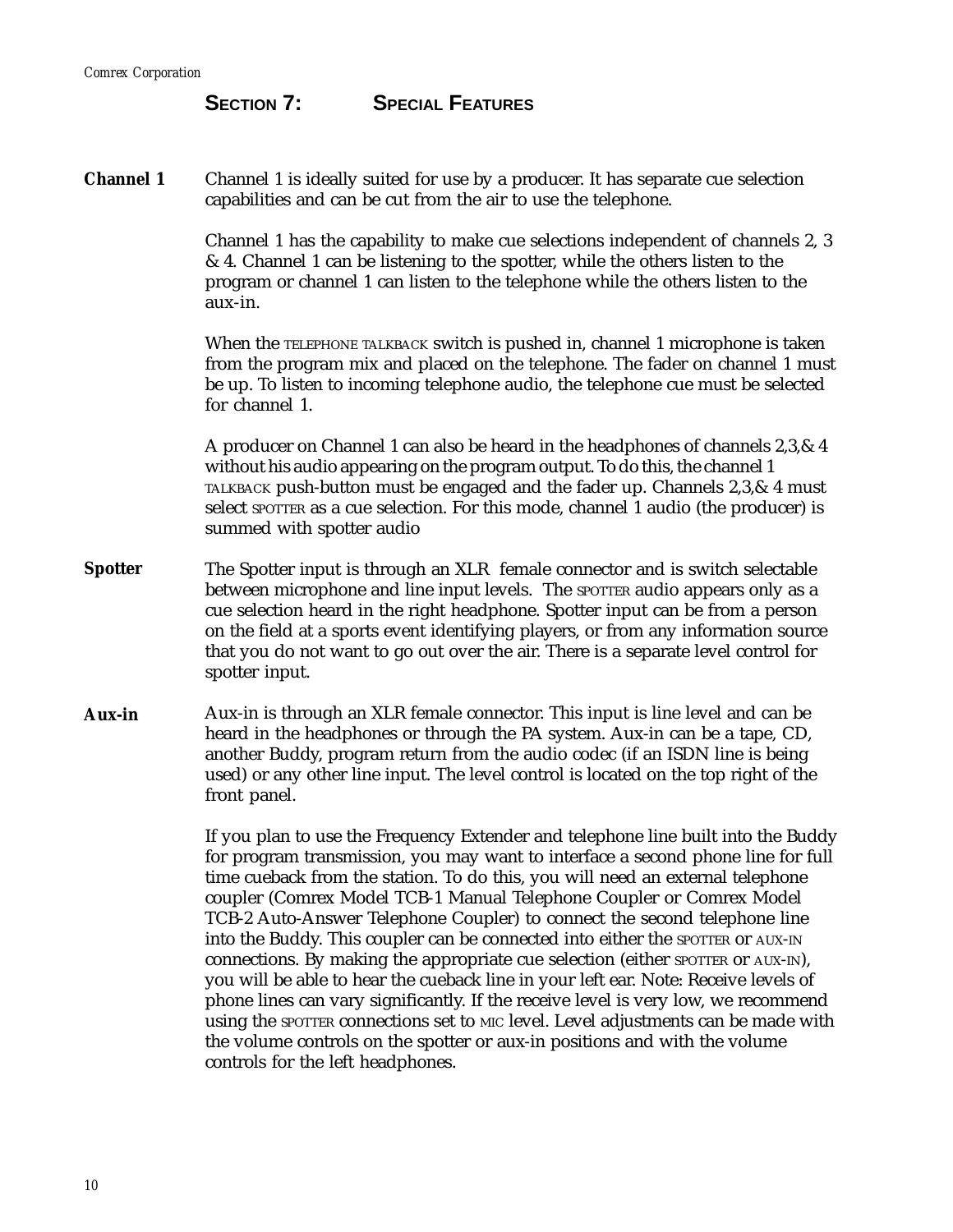# SECTION 7: SPECIAL FEATURES

**Channel 1** Channel 1 is ideally suited for use by a producer. It has separate cue selection capabilities and can be cut from the air to use the telephone.

Channel 1 has the capability to make cue selections independent of channels 2, 3 & 4. Channel 1 can be listening to the spotter, while the others listen to the program or channel 1 can listen to the telephone while the others listen to the aux-in.

When the TELEPHONE TALKBACK switch is pushed in, channel 1 microphone is taken from the program mix and placed on the telephone. The fader on channel 1 must be up. To listen to incoming telephone audio, the telephone cue must be selected for channel 1.

A producer on Channel 1 can also be heard in the headphones of channels 2,3,& 4 without his audio appearing on the program output. To do this, the channel 1 TALKBACK push-button must be engaged and the fader up. Channels 2,3,& 4 must select SPOTTER as a cue selection. For this mode, channel 1 audio (the producer) is summed with spotter audio

**Spotter** The Spotter input is through an XLR female connector and is switch selectable between microphone and line input levels. The SPOTTER audio appears only as a cue selection heard in the right headphone. Spotter input can be from a person on the field at a sports event identifying players, or from any information source that you do not want to go out over the air. There is a separate level control for spotter input.

**Aux-in** Aux-in is through an XLR female connector. This input is line level and can be heard in the headphones or through the PA system. Aux-in can be a tape, CD, another Buddy, program return from the audio codec (if an ISDN line is being used) or any other line input. The level control is located on the top right of the front panel.

If you plan to use the Frequency Extender and telephone line built into the Buddy for program transmission, you may want to interface a second phone line for full time cueback from the station. To do this, you will need an external telephone coupler (Comrex Model TCB-1 Manual Telephone Coupler or Comrex Model TCB-2 Auto-Answer Telephone Coupler) to connect the second telephone line into the Buddy. This coupler can be connected into either the SPOTTER or AUX-IN connections. By making the appropriate cue selection (either SPOTTER or AUX-IN), you will be able to hear the cueback line in your left ear. Note: Receive levels of phone lines can vary significantly. If the receive level is very low, we recommend using the SPOTTER connections set to MIC level. Level adjustments can be made with the volume controls on the spotter or aux-in positions and with the volume controls for the left headphones.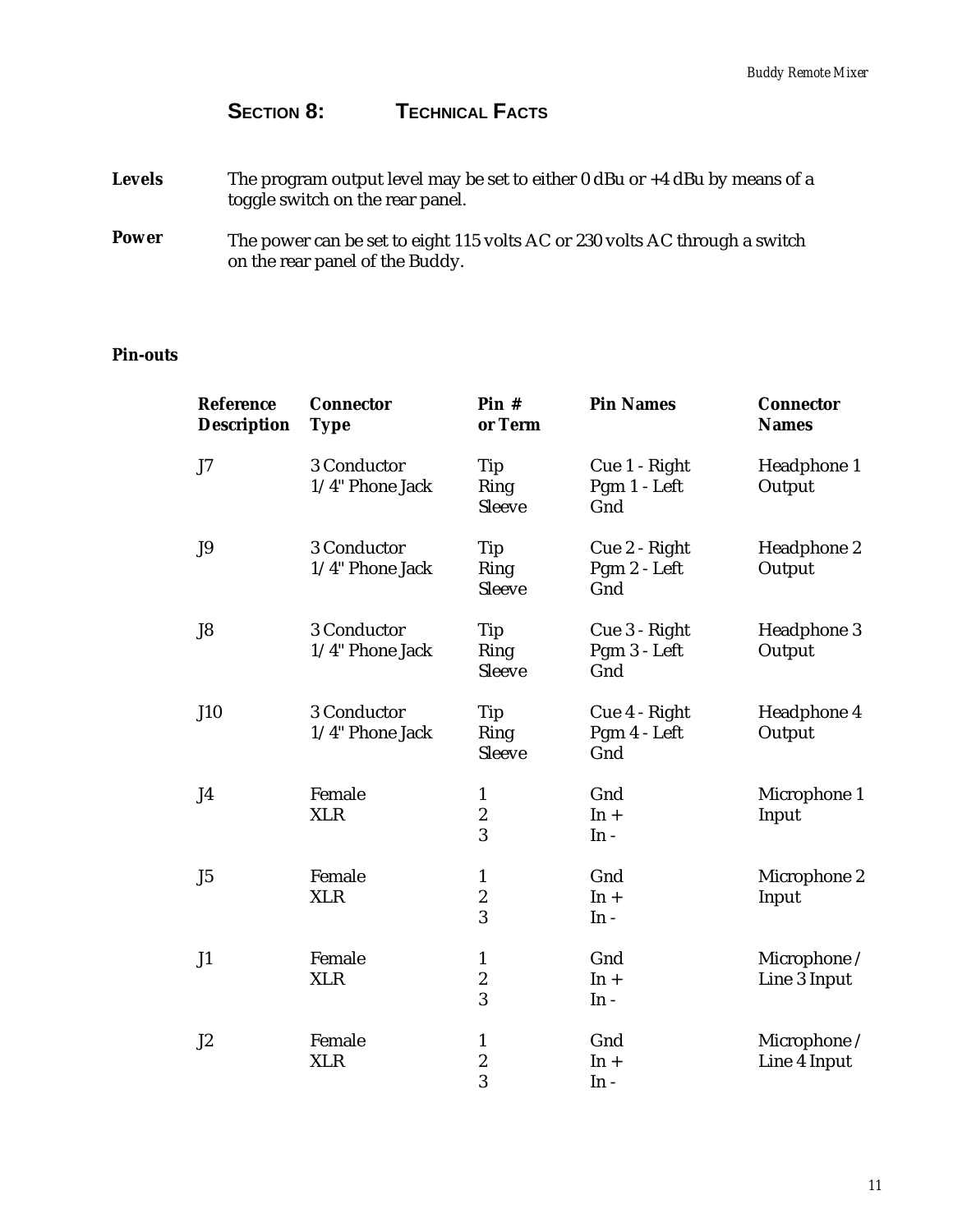## SECTION 8: TECHNICAL FACTS

**Levels** The program output level may be set to either 0 dBu or +4 dBu by means of a toggle switch on the rear panel.

**Power** The power can be set to eight 115 volts AC or 230 volts AC through a switch on the rear panel of the Buddy.

**Pin-outs**

| Reference Description | Connector Type | Pin # or Term | Pin Names | Connector Names |
|---|---|---|---|---|
| J7 | 3 Conductor 1/4" Phone Jack | Tip<br>Ring<br>Sleeve | Cue 1 - Right<br>Pgm 1 - Left<br>Gnd | Headphone 1 Output |
| J9 | 3 Conductor 1/4" Phone Jack | Tip<br>Ring<br>Sleeve | Cue 2 - Right<br>Pgm 2 - Left<br>Gnd | Headphone 2 Output |
| J8 | 3 Conductor 1/4" Phone Jack | Tip<br>Ring<br>Sleeve | Cue 3 - Right<br>Pgm 3 - Left<br>Gnd | Headphone 3 Output |
| J10 | 3 Conductor 1/4" Phone Jack | Tip<br>Ring<br>Sleeve | Cue 4 - Right<br>Pgm 4 - Left<br>Gnd | Headphone 4 Output |
| J4 | Female XLR | 1<br>2<br>3 | Gnd<br>In +<br>In - | Microphone 1 Input |
| J5 | Female XLR | 1<br>2<br>3 | Gnd<br>In +<br>In - | Microphone 2 Input |
| J1 | Female XLR | 1<br>2<br>3 | Gnd<br>In +<br>In - | Microphone / Line 3 Input |
| J2 | Female XLR | 1<br>2<br>3 | Gnd<br>In +<br>In - | Microphone / Line 4 Input |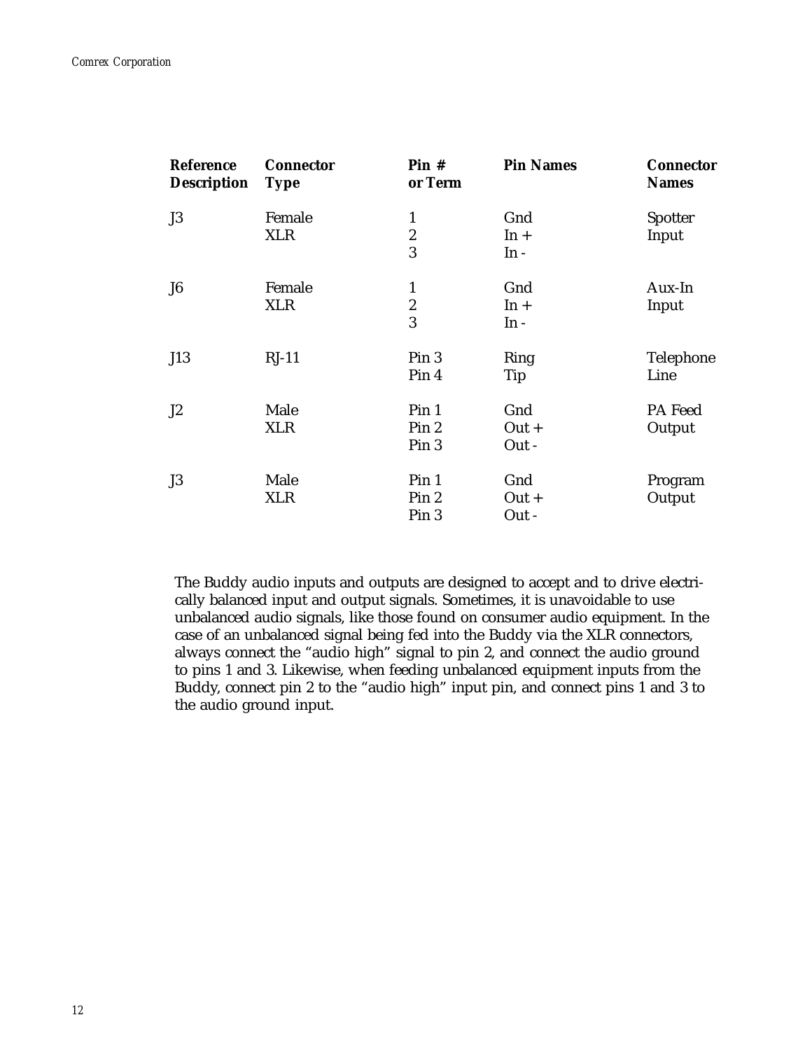| Reference Description | Connector Type | Pin # or Term | Pin Names | Connector Names |
|---|---|---|---|---|
| J3 | Female XLR | 1<br>2<br>3 | Gnd<br>In +<br>In - | Spotter Input |
| J6 | Female XLR | 1<br>2<br>3 | Gnd<br>In +<br>In - | Aux-In Input |
| J13 | RJ-11 | Pin 3<br>Pin 4 | Ring<br>Tip | Telephone Line |
| J2 | Male XLR | Pin 1<br>Pin 2<br>Pin 3 | Gnd<br>Out +<br>Out - | PA Feed Output |
| J3 | Male XLR | Pin 1<br>Pin 2<br>Pin 3 | Gnd<br>Out +<br>Out - | Program Output |

The Buddy audio inputs and outputs are designed to accept and to drive electrically balanced input and output signals. Sometimes, it is unavoidable to use unbalanced audio signals, like those found on consumer audio equipment. In the case of an unbalanced signal being fed into the Buddy via the XLR connectors, always connect the "audio high" signal to pin 2, and connect the audio ground to pins 1 and 3. Likewise, when feeding unbalanced equipment inputs from the Buddy, connect pin 2 to the "audio high" input pin, and connect pins 1 and 3 to the audio ground input.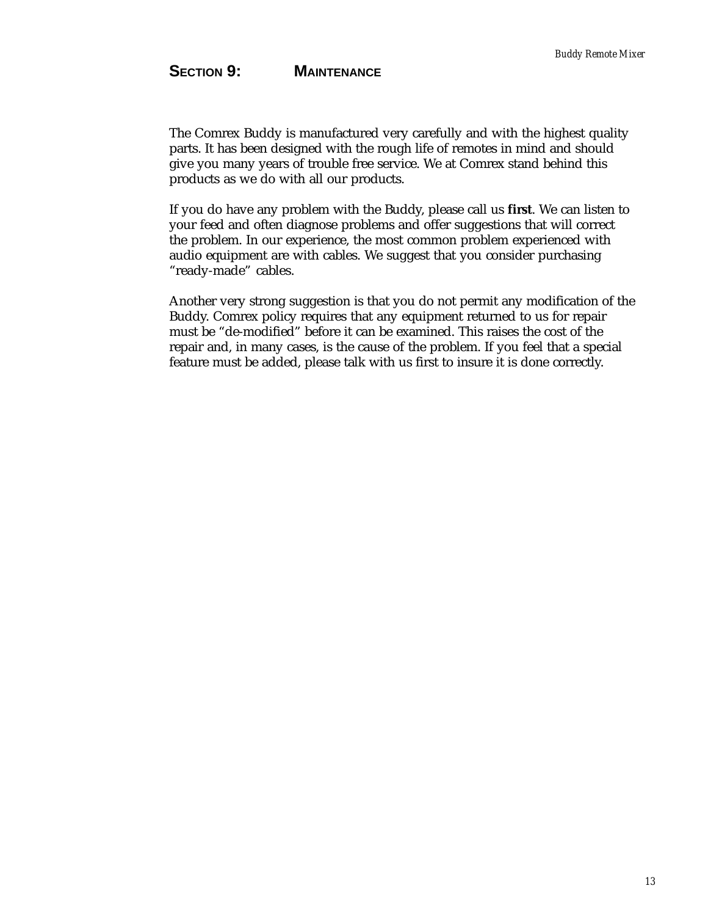## SECTION 9: MAINTENANCE

The Comrex Buddy is manufactured very carefully and with the highest quality parts. It has been designed with the rough life of remotes in mind and should give you many years of trouble free service. We at Comrex stand behind this products as we do with all our products.

If you do have any problem with the Buddy, please call us **first**. We can listen to your feed and often diagnose problems and offer suggestions that will correct the problem. In our experience, the most common problem experienced with audio equipment are with cables. We suggest that you consider purchasing "ready-made" cables.

Another very strong suggestion is that you do not permit any modification of the Buddy. Comrex policy requires that any equipment returned to us for repair must be "de-modified" before it can be examined. This raises the cost of the repair and, in many cases, is the cause of the problem. If you feel that a special feature must be added, please talk with us first to insure it is done correctly.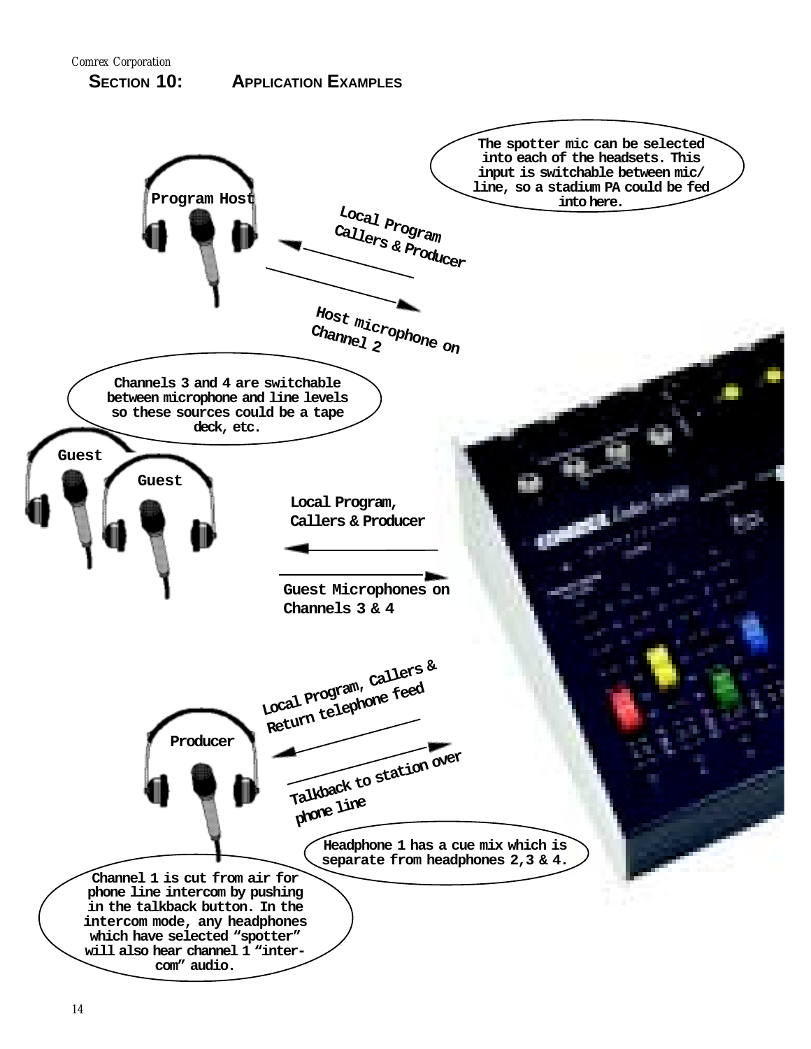## SECTION 10: APPLICATION EXAMPLES

The spotter mic can be selected into each of the headsets. This input is switchable between mic/line, so a stadium PA could be fed into here.

Program Host

Local Program Callers & Producer

Host microphone on Channel 2

Channels 3 and 4 are switchable between microphone and line levels so these sources could be a tape deck, etc.

Guest

Guest

Local Program, Callers & Producer

Guest Microphones on Channels 3 & 4

Local Program, Callers & Return telephone feed

Producer

Talkback to station over phone line

Headphone 1 has a cue mix which is separate from headphones 2,3 & 4.

Channel 1 is cut from air for phone line intercom by pushing in the talkback button. In the intercom mode, any headphones which have selected "spotter" will also hear channel 1 "intercom" audio.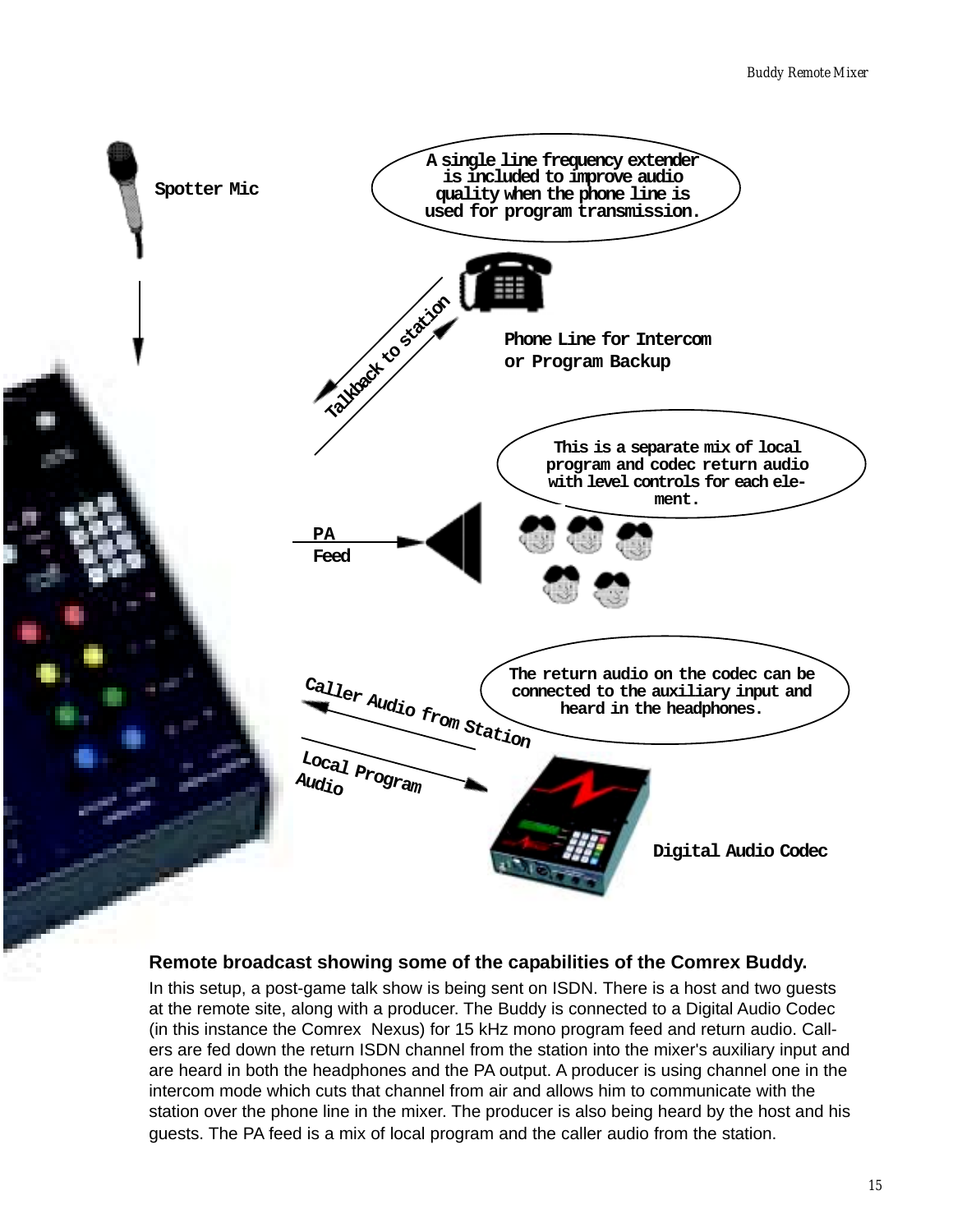Spotter Mic

A single line frequency extender is included to improve audio quality when the phone line is used for program transmission.

Talkback to station

Phone Line for Intercom or Program Backup

This is a separate mix of local program and codec return audio with level controls for each element.

PA Feed

The return audio on the codec can be connected to the auxiliary input and heard in the headphones.

Caller Audio from Station

Local Program Audio

Digital Audio Codec

**Remote broadcast showing some of the capabilities of the Comrex Buddy.**

In this setup, a post-game talk show is being sent on ISDN. There is a host and two guests at the remote site, along with a producer. The Buddy is connected to a Digital Audio Codec (in this instance the Comrex Nexus) for 15 kHz mono program feed and return audio. Callers are fed down the return ISDN channel from the station into the mixer's auxiliary input and are heard in both the headphones and the PA output. A producer is using channel one in the intercom mode which cuts that channel from air and allows him to communicate with the station over the phone line in the mixer. The producer is also being heard by the host and his guests. The PA feed is a mix of local program and the caller audio from the station.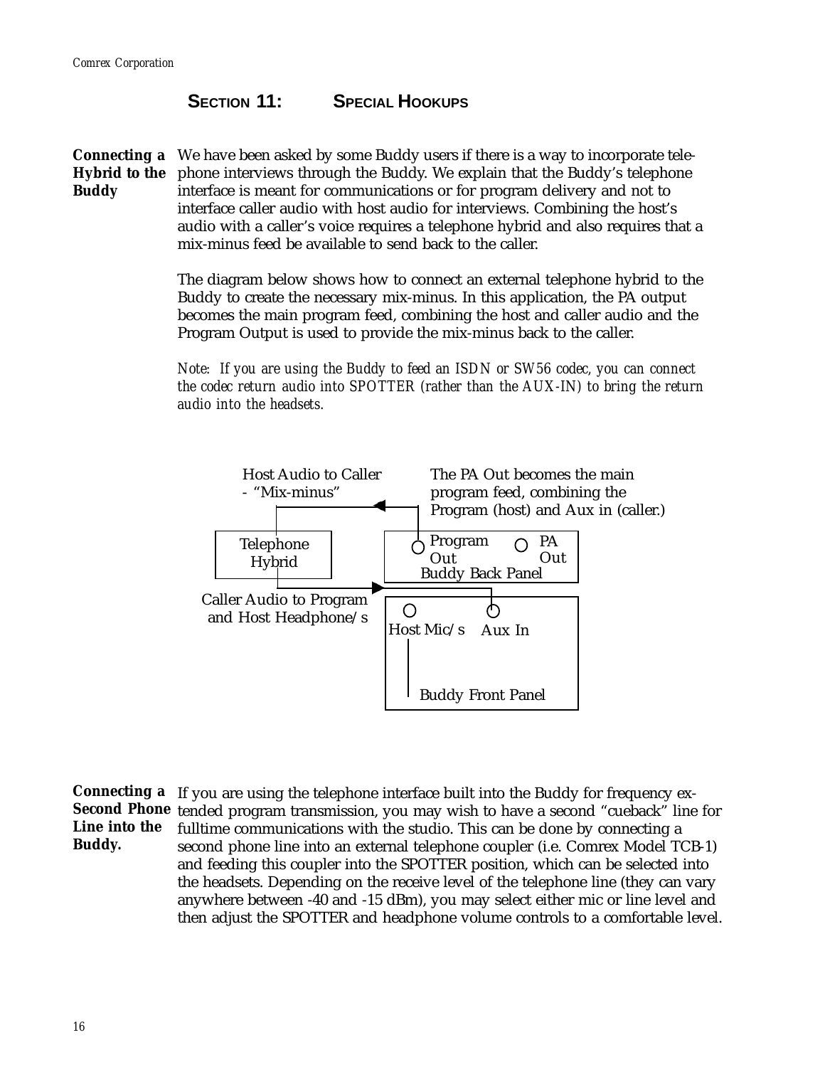# SECTION 11: SPECIAL HOOKUPS

**Connecting a Hybrid to the Buddy**

We have been asked by some Buddy users if there is a way to incorporate telephone interviews through the Buddy. We explain that the Buddy's telephone interface is meant for communications or for program delivery and not to interface caller audio with host audio for interviews. Combining the host's audio with a caller's voice requires a telephone hybrid and also requires that a mix-minus feed be available to send back to the caller.

The diagram below shows how to connect an external telephone hybrid to the Buddy to create the necessary mix-minus. In this application, the PA output becomes the main program feed, combining the host and caller audio and the Program Output is used to provide the mix-minus back to the caller.

*Note: If you are using the Buddy to feed an ISDN or SW56 codec, you can connect the codec return audio into SPOTTER (rather than the AUX-IN) to bring the return audio into the headsets.*

Host Audio to Caller - "Mix-minus"

The PA Out becomes the main program feed, combining the Program (host) and Aux in (caller.)

Telephone Hybrid

Program Out — PA Out — Buddy Back Panel

Caller Audio to Program and Host Headphone/s

Host Mic/s — Aux In — Buddy Front Panel

**Connecting a Second Phone Line into the Buddy.**

If you are using the telephone interface built into the Buddy for frequency extended program transmission, you may wish to have a second "cueback" line for fulltime communications with the studio. This can be done by connecting a second phone line into an external telephone coupler (i.e. Comrex Model TCB-1) and feeding this coupler into the SPOTTER position, which can be selected into the headsets. Depending on the receive level of the telephone line (they can vary anywhere between -40 and -15 dBm), you may select either mic or line level and then adjust the SPOTTER and headphone volume controls to a comfortable level.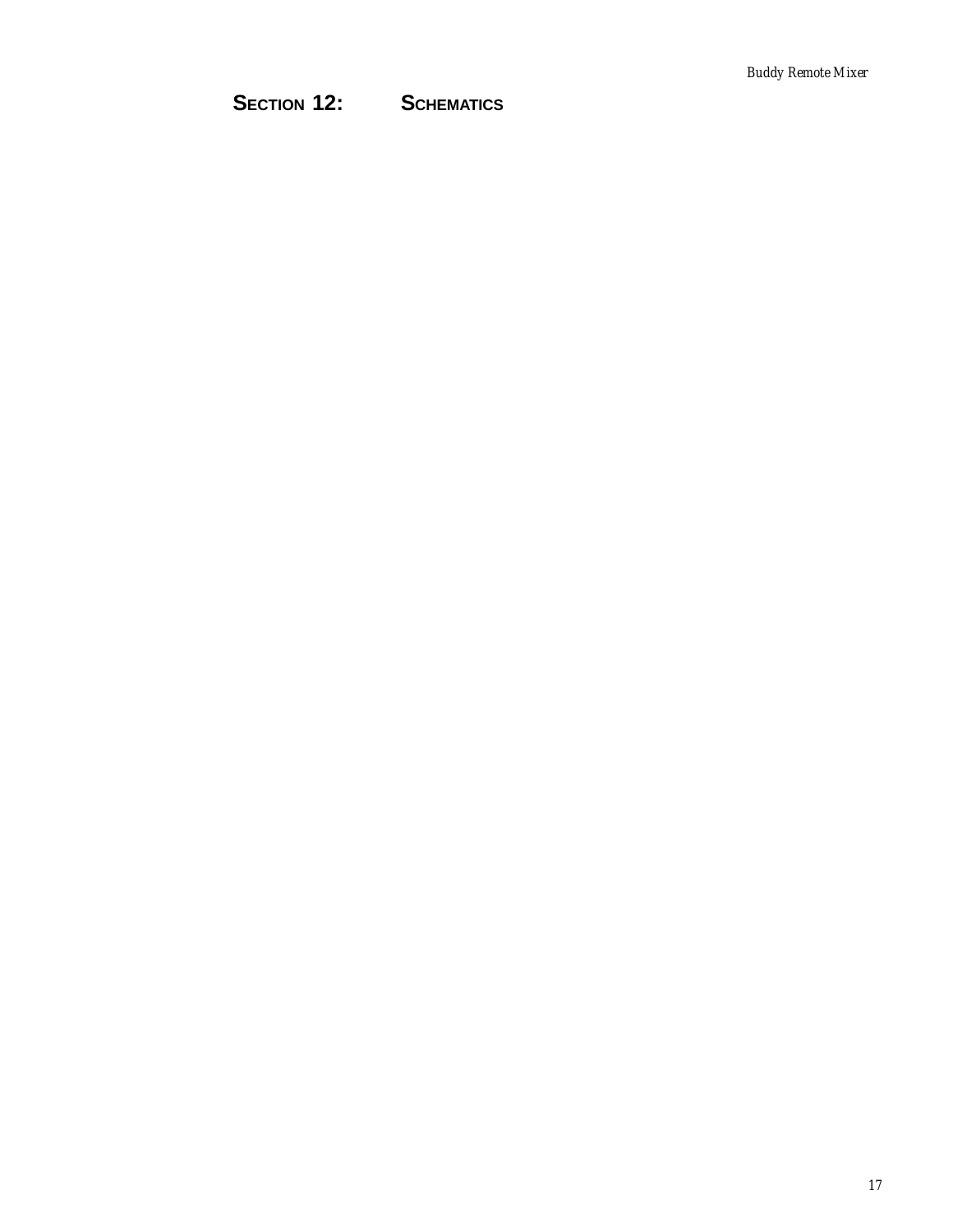# SECTION 12: SCHEMATICS